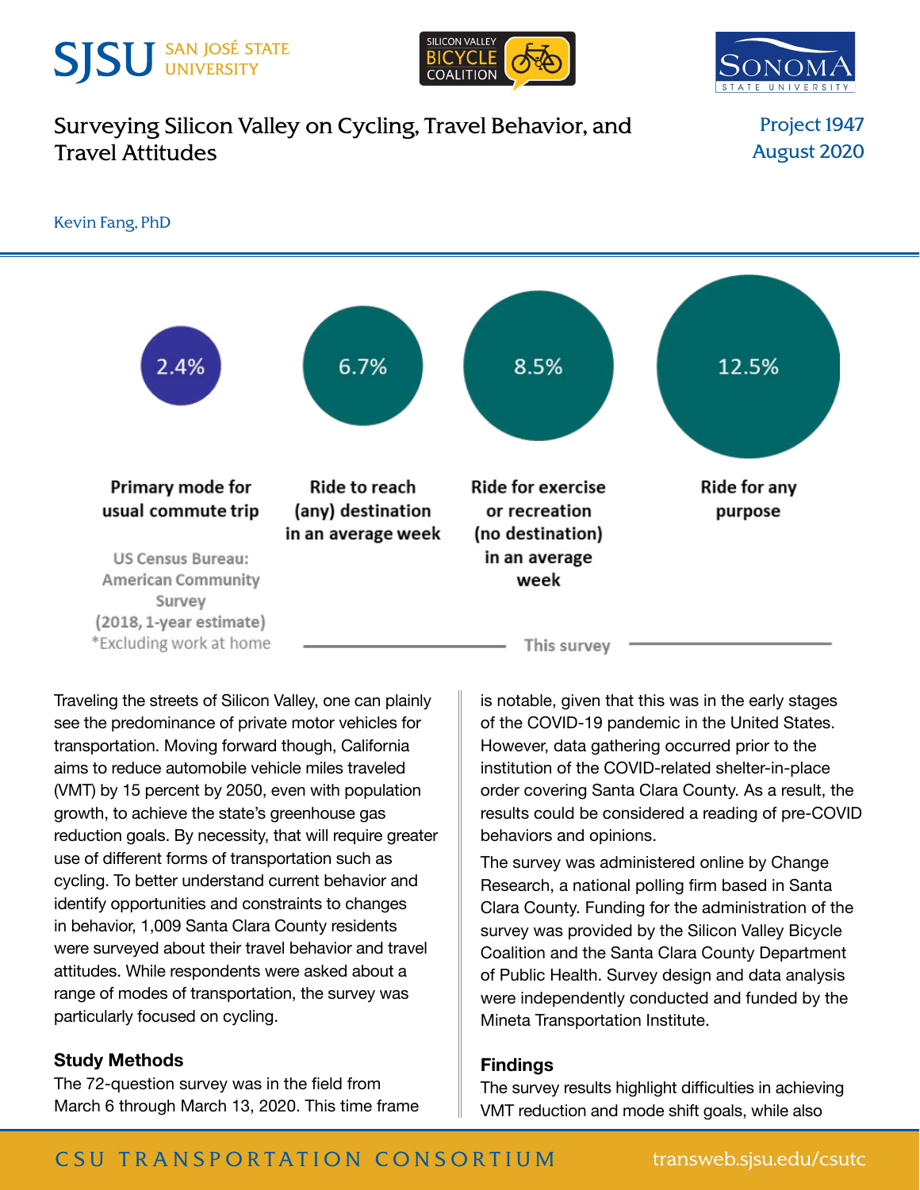SJSU SAN JOSÉ STATE UNIVERSITY

SILICON VALLEY BICYCLE COALITION

SONOMA STATE UNIVERSITY

# Surveying Silicon Valley on Cycling, Travel Behavior, and Travel Attitudes

Project 1947
August 2020

Kevin Fang, PhD

| 2.4% | 6.7% | 8.5% | 12.5% |
|---|---|---|---|
| **Primary mode for usual commute trip** | **Ride to reach (any) destination in an average week** | **Ride for exercise or recreation (no destination) in an average week** | **Ride for any purpose** |
| US Census Bureau: American Community Survey (2018, 1-year estimate) *Excluding work at home | This survey | This survey | This survey |

Traveling the streets of Silicon Valley, one can plainly see the predominance of private motor vehicles for transportation. Moving forward though, California aims to reduce automobile vehicle miles traveled (VMT) by 15 percent by 2050, even with population growth, to achieve the state's greenhouse gas reduction goals. By necessity, that will require greater use of different forms of transportation such as cycling. To better understand current behavior and identify opportunities and constraints to changes in behavior, 1,009 Santa Clara County residents were surveyed about their travel behavior and travel attitudes. While respondents were asked about a range of modes of transportation, the survey was particularly focused on cycling.

## Study Methods

The 72-question survey was in the field from March 6 through March 13, 2020. This time frame is notable, given that this was in the early stages of the COVID-19 pandemic in the United States. However, data gathering occurred prior to the institution of the COVID-related shelter-in-place order covering Santa Clara County. As a result, the results could be considered a reading of pre-COVID behaviors and opinions.

The survey was administered online by Change Research, a national polling firm based in Santa Clara County. Funding for the administration of the survey was provided by the Silicon Valley Bicycle Coalition and the Santa Clara County Department of Public Health. Survey design and data analysis were independently conducted and funded by the Mineta Transportation Institute.

## Findings

The survey results highlight difficulties in achieving VMT reduction and mode shift goals, while also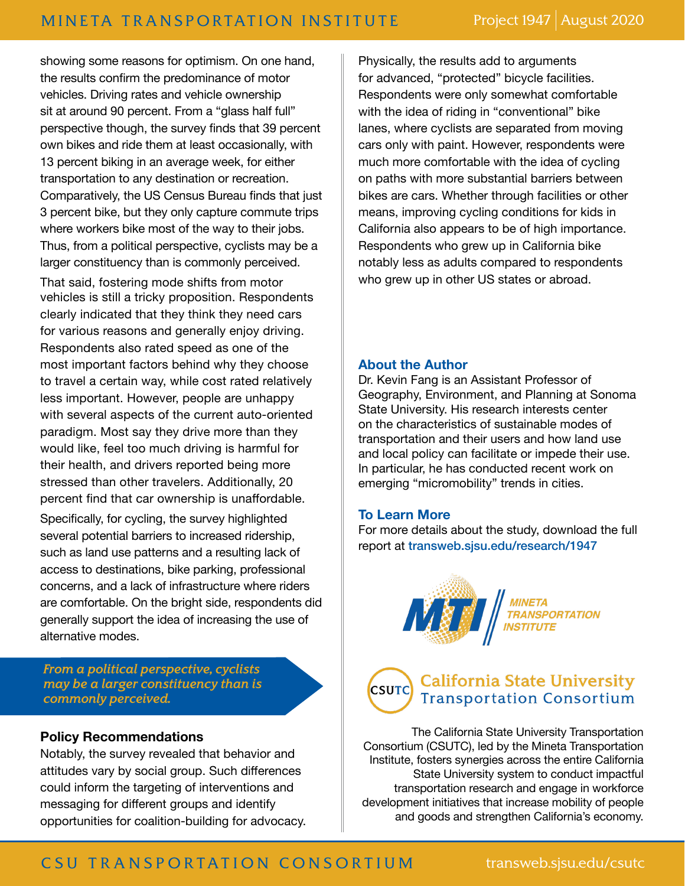showing some reasons for optimism. On one hand, the results confirm the predominance of motor vehicles. Driving rates and vehicle ownership sit at around 90 percent. From a "glass half full" perspective though, the survey finds that 39 percent own bikes and ride them at least occasionally, with 13 percent biking in an average week, for either transportation to any destination or recreation. Comparatively, the US Census Bureau finds that just 3 percent bike, but they only capture commute trips where workers bike most of the way to their jobs. Thus, from a political perspective, cyclists may be a larger constituency than is commonly perceived.

That said, fostering mode shifts from motor vehicles is still a tricky proposition. Respondents clearly indicated that they think they need cars for various reasons and generally enjoy driving. Respondents also rated speed as one of the most important factors behind why they choose to travel a certain way, while cost rated relatively less important. However, people are unhappy with several aspects of the current auto-oriented paradigm. Most say they drive more than they would like, feel too much driving is harmful for their health, and drivers reported being more stressed than other travelers. Additionally, 20 percent find that car ownership is unaffordable.

Specifically, for cycling, the survey highlighted several potential barriers to increased ridership, such as land use patterns and a resulting lack of access to destinations, bike parking, professional concerns, and a lack of infrastructure where riders are comfortable. On the bright side, respondents did generally support the idea of increasing the use of alternative modes.

*From a political perspective, cyclists may be a larger constituency than is commonly perceived.*

### Policy Recommendations

Notably, the survey revealed that behavior and attitudes vary by social group. Such differences could inform the targeting of interventions and messaging for different groups and identify opportunities for coalition-building for advocacy.

Physically, the results add to arguments for advanced, "protected" bicycle facilities. Respondents were only somewhat comfortable with the idea of riding in "conventional" bike lanes, where cyclists are separated from moving cars only with paint. However, respondents were much more comfortable with the idea of cycling on paths with more substantial barriers between bikes are cars. Whether through facilities or other means, improving cycling conditions for kids in California also appears to be of high importance. Respondents who grew up in California bike notably less as adults compared to respondents who grew up in other US states or abroad.

### About the Author

Dr. Kevin Fang is an Assistant Professor of Geography, Environment, and Planning at Sonoma State University. His research interests center on the characteristics of sustainable modes of transportation and their users and how land use and local policy can facilitate or impede their use. In particular, he has conducted recent work on emerging "micromobility" trends in cities.

### To Learn More

For more details about the study, download the full report at transweb.sjsu.edu/research/1947

MTI MINETA TRANSPORTATION INSTITUTE

CSUTC California State University Transportation Consortium

The California State University Transportation Consortium (CSUTC), led by the Mineta Transportation Institute, fosters synergies across the entire California State University system to conduct impactful transportation research and engage in workforce development initiatives that increase mobility of people and goods and strengthen California's economy.